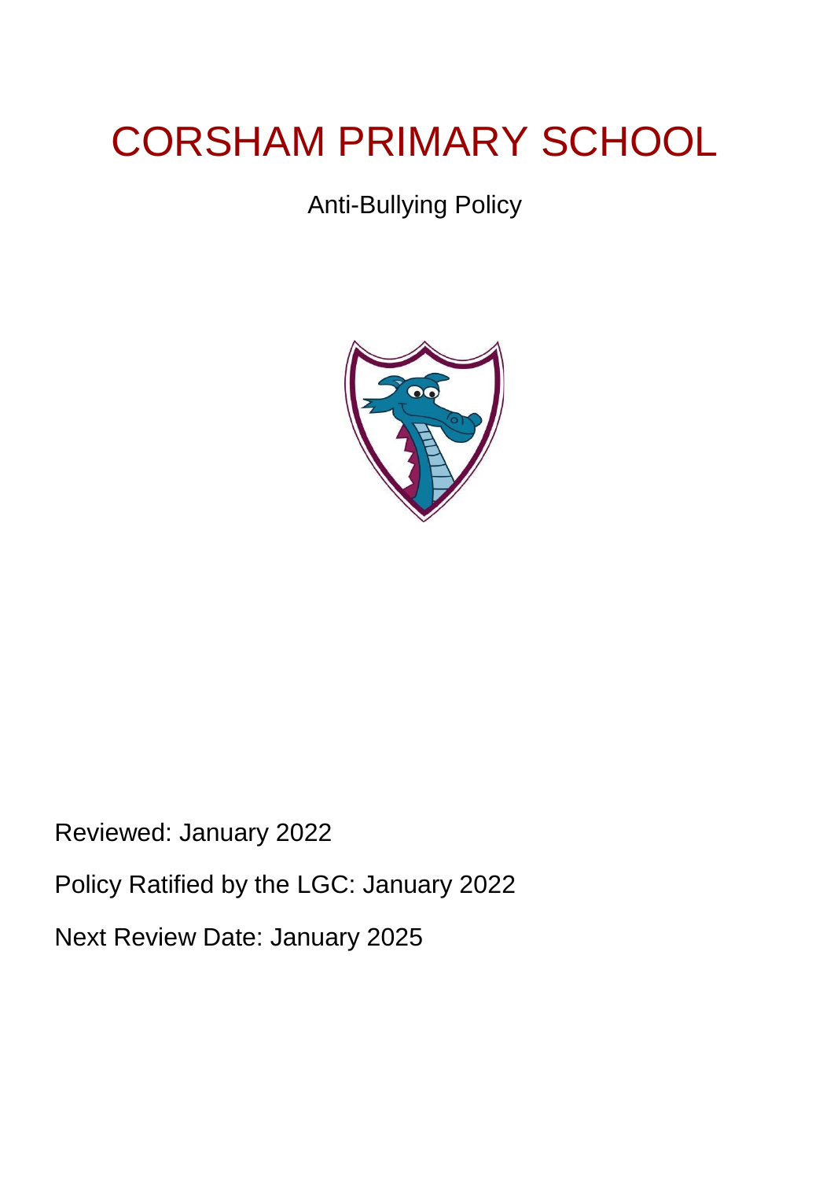# CORSHAM PRIMARY SCHOOL

Anti-Bullying Policy

Reviewed: January 2022

Policy Ratified by the LGC: January 2022

Next Review Date: January 2025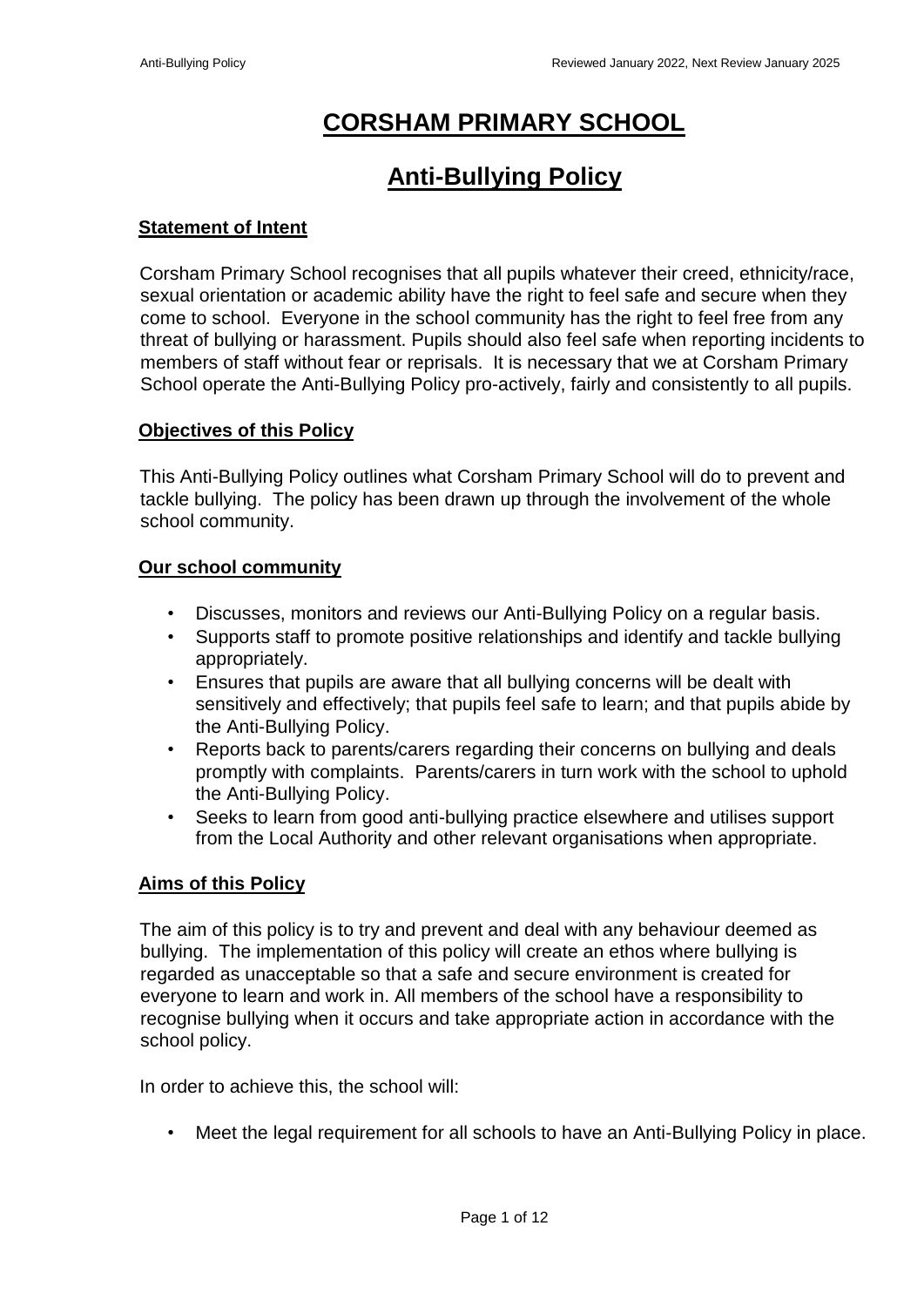# CORSHAM PRIMARY SCHOOL

# Anti-Bullying Policy

## Statement of Intent

Corsham Primary School recognises that all pupils whatever their creed, ethnicity/race, sexual orientation or academic ability have the right to feel safe and secure when they come to school. Everyone in the school community has the right to feel free from any threat of bullying or harassment. Pupils should also feel safe when reporting incidents to members of staff without fear or reprisals. It is necessary that we at Corsham Primary School operate the Anti-Bullying Policy pro-actively, fairly and consistently to all pupils.

## Objectives of this Policy

This Anti-Bullying Policy outlines what Corsham Primary School will do to prevent and tackle bullying. The policy has been drawn up through the involvement of the whole school community.

## Our school community

- Discusses, monitors and reviews our Anti-Bullying Policy on a regular basis.
- Supports staff to promote positive relationships and identify and tackle bullying appropriately.
- Ensures that pupils are aware that all bullying concerns will be dealt with sensitively and effectively; that pupils feel safe to learn; and that pupils abide by the Anti-Bullying Policy.
- Reports back to parents/carers regarding their concerns on bullying and deals promptly with complaints. Parents/carers in turn work with the school to uphold the Anti-Bullying Policy.
- Seeks to learn from good anti-bullying practice elsewhere and utilises support from the Local Authority and other relevant organisations when appropriate.

## Aims of this Policy

The aim of this policy is to try and prevent and deal with any behaviour deemed as bullying. The implementation of this policy will create an ethos where bullying is regarded as unacceptable so that a safe and secure environment is created for everyone to learn and work in. All members of the school have a responsibility to recognise bullying when it occurs and take appropriate action in accordance with the school policy.

In order to achieve this, the school will:

- Meet the legal requirement for all schools to have an Anti-Bullying Policy in place.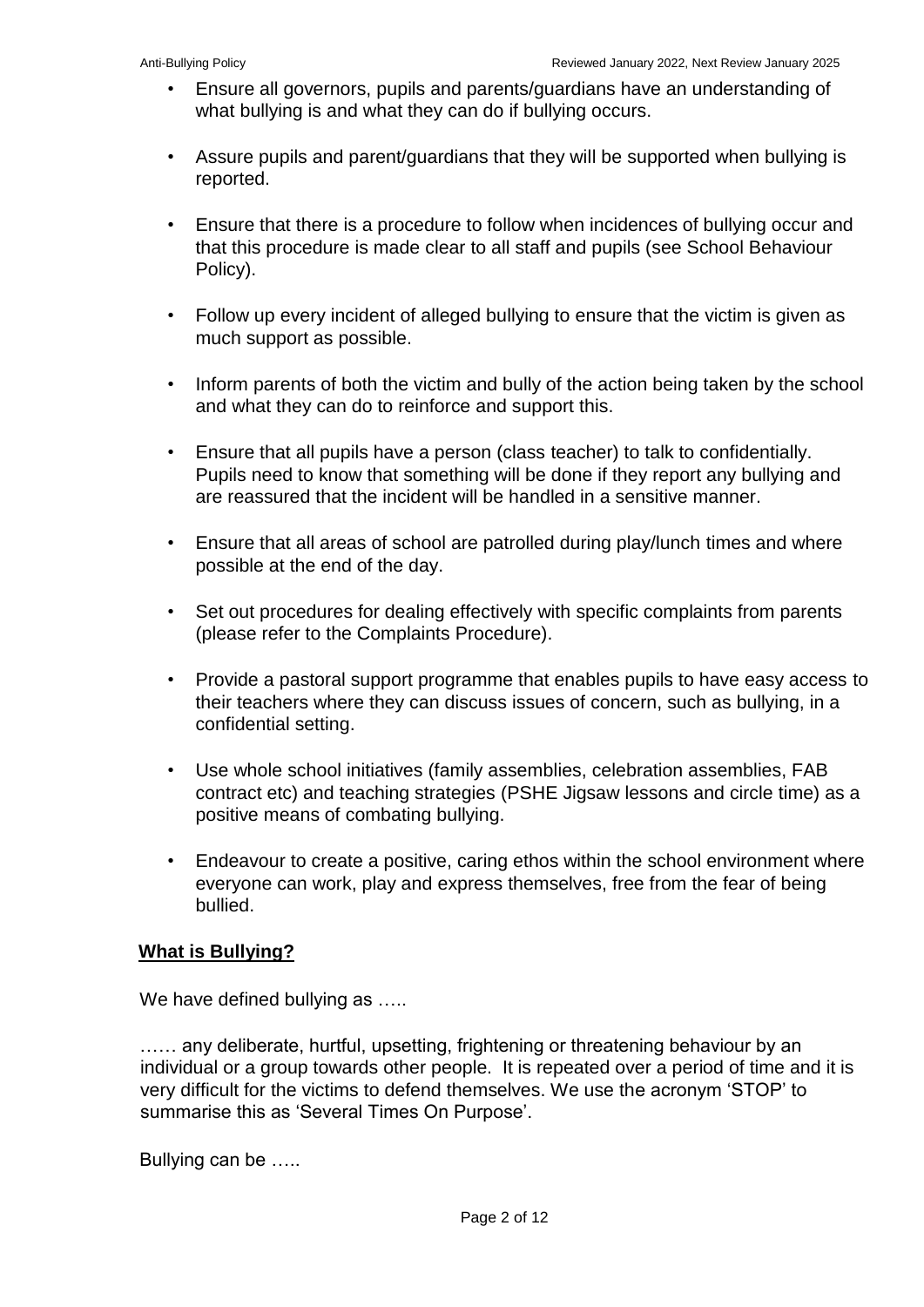- Ensure all governors, pupils and parents/guardians have an understanding of what bullying is and what they can do if bullying occurs.

- Assure pupils and parent/guardians that they will be supported when bullying is reported.

- Ensure that there is a procedure to follow when incidences of bullying occur and that this procedure is made clear to all staff and pupils (see School Behaviour Policy).

- Follow up every incident of alleged bullying to ensure that the victim is given as much support as possible.

- Inform parents of both the victim and bully of the action being taken by the school and what they can do to reinforce and support this.

- Ensure that all pupils have a person (class teacher) to talk to confidentially. Pupils need to know that something will be done if they report any bullying and are reassured that the incident will be handled in a sensitive manner.

- Ensure that all areas of school are patrolled during play/lunch times and where possible at the end of the day.

- Set out procedures for dealing effectively with specific complaints from parents (please refer to the Complaints Procedure).

- Provide a pastoral support programme that enables pupils to have easy access to their teachers where they can discuss issues of concern, such as bullying, in a confidential setting.

- Use whole school initiatives (family assemblies, celebration assemblies, FAB contract etc) and teaching strategies (PSHE Jigsaw lessons and circle time) as a positive means of combating bullying.

- Endeavour to create a positive, caring ethos within the school environment where everyone can work, play and express themselves, free from the fear of being bullied.

**What is Bullying?**

We have defined bullying as …..

…… any deliberate, hurtful, upsetting, frightening or threatening behaviour by an individual or a group towards other people. It is repeated over a period of time and it is very difficult for the victims to defend themselves. We use the acronym 'STOP' to summarise this as 'Several Times On Purpose'.

Bullying can be …..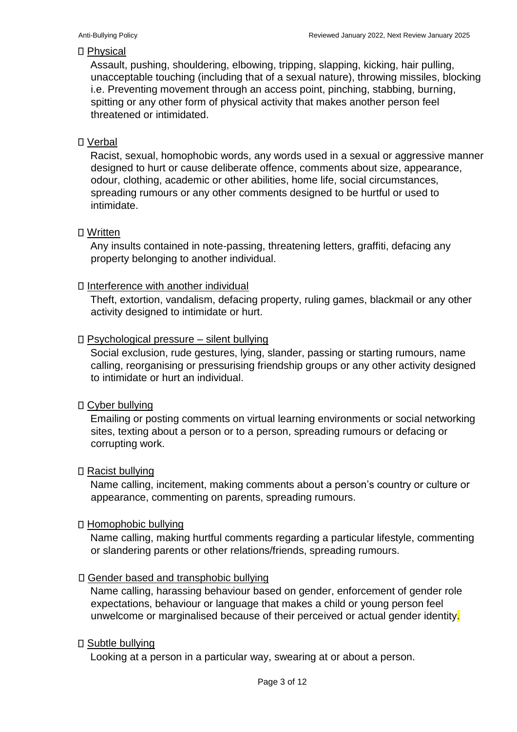- <u>Physical</u>

  Assault, pushing, shouldering, elbowing, tripping, slapping, kicking, hair pulling, unacceptable touching (including that of a sexual nature), throwing missiles, blocking i.e. Preventing movement through an access point, pinching, stabbing, burning, spitting or any other form of physical activity that makes another person feel threatened or intimidated.

- <u>Verbal</u>

  Racist, sexual, homophobic words, any words used in a sexual or aggressive manner designed to hurt or cause deliberate offence, comments about size, appearance, odour, clothing, academic or other abilities, home life, social circumstances, spreading rumours or any other comments designed to be hurtful or used to intimidate.

- <u>Written</u>

  Any insults contained in note-passing, threatening letters, graffiti, defacing any property belonging to another individual.

- <u>Interference with another individual</u>

  Theft, extortion, vandalism, defacing property, ruling games, blackmail or any other activity designed to intimidate or hurt.

- <u>Psychological pressure – silent bullying</u>

  Social exclusion, rude gestures, lying, slander, passing or starting rumours, name calling, reorganising or pressurising friendship groups or any other activity designed to intimidate or hurt an individual.

- <u>Cyber bullying</u>

  Emailing or posting comments on virtual learning environments or social networking sites, texting about a person or to a person, spreading rumours or defacing or corrupting work.

- <u>Racist bullying</u>

  Name calling, incitement, making comments about a person's country or culture or appearance, commenting on parents, spreading rumours.

- <u>Homophobic bullying</u>

  Name calling, making hurtful comments regarding a particular lifestyle, commenting or slandering parents or other relations/friends, spreading rumours.

- <u>Gender based and transphobic bullying</u>

  Name calling, harassing behaviour based on gender, enforcement of gender role expectations, behaviour or language that makes a child or young person feel unwelcome or marginalised because of their perceived or actual gender identity.

- <u>Subtle bullying</u>

  Looking at a person in a particular way, swearing at or about a person.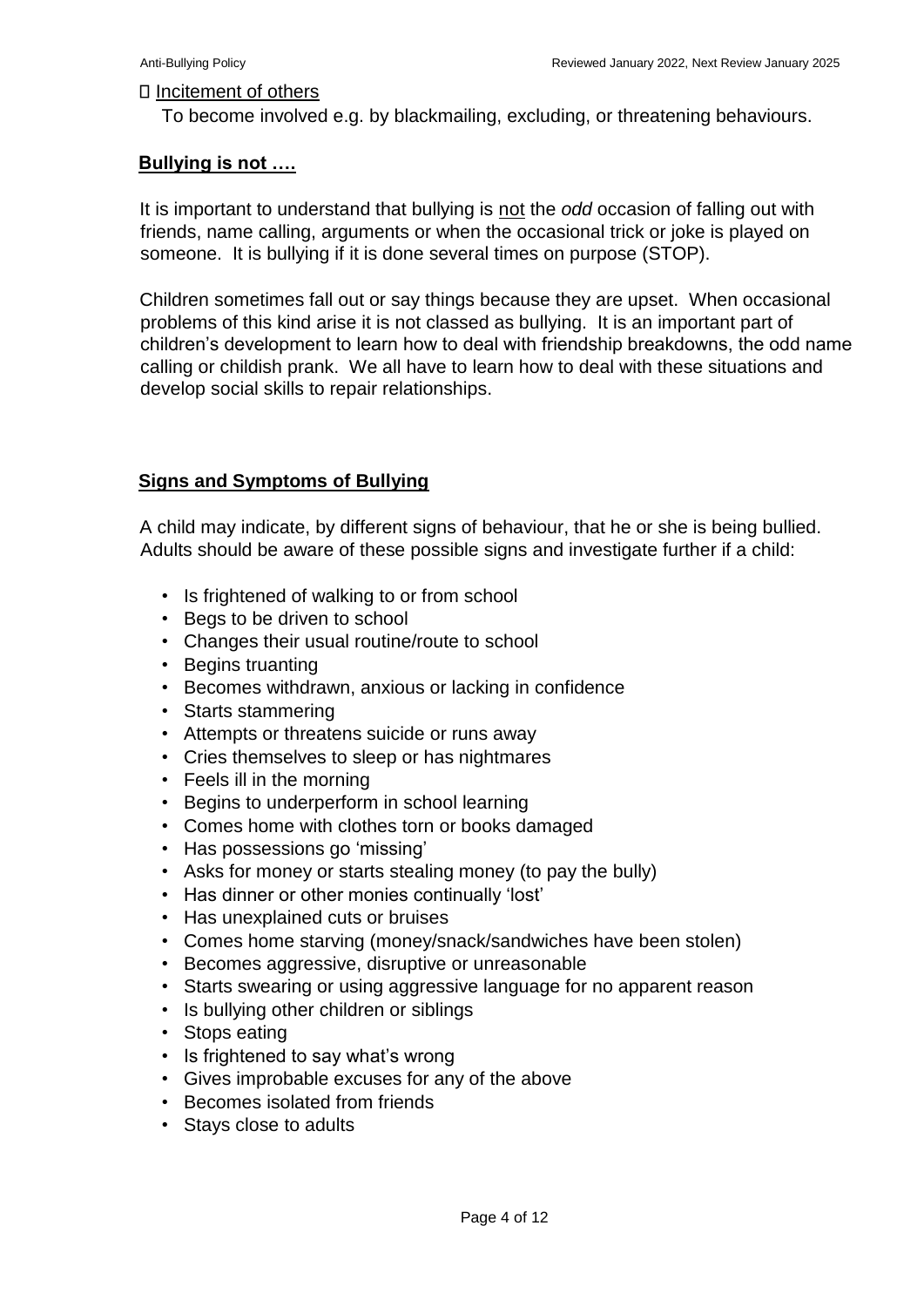- Incitement of others

  To become involved e.g. by blackmailing, excluding, or threatening behaviours.

## Bullying is not ….

It is important to understand that bullying is not the *odd* occasion of falling out with friends, name calling, arguments or when the occasional trick or joke is played on someone. It is bullying if it is done several times on purpose (STOP).

Children sometimes fall out or say things because they are upset. When occasional problems of this kind arise it is not classed as bullying. It is an important part of children's development to learn how to deal with friendship breakdowns, the odd name calling or childish prank. We all have to learn how to deal with these situations and develop social skills to repair relationships.

## Signs and Symptoms of Bullying

A child may indicate, by different signs of behaviour, that he or she is being bullied. Adults should be aware of these possible signs and investigate further if a child:

- Is frightened of walking to or from school
- Begs to be driven to school
- Changes their usual routine/route to school
- Begins truanting
- Becomes withdrawn, anxious or lacking in confidence
- Starts stammering
- Attempts or threatens suicide or runs away
- Cries themselves to sleep or has nightmares
- Feels ill in the morning
- Begins to underperform in school learning
- Comes home with clothes torn or books damaged
- Has possessions go 'missing'
- Asks for money or starts stealing money (to pay the bully)
- Has dinner or other monies continually 'lost'
- Has unexplained cuts or bruises
- Comes home starving (money/snack/sandwiches have been stolen)
- Becomes aggressive, disruptive or unreasonable
- Starts swearing or using aggressive language for no apparent reason
- Is bullying other children or siblings
- Stops eating
- Is frightened to say what's wrong
- Gives improbable excuses for any of the above
- Becomes isolated from friends
- Stays close to adults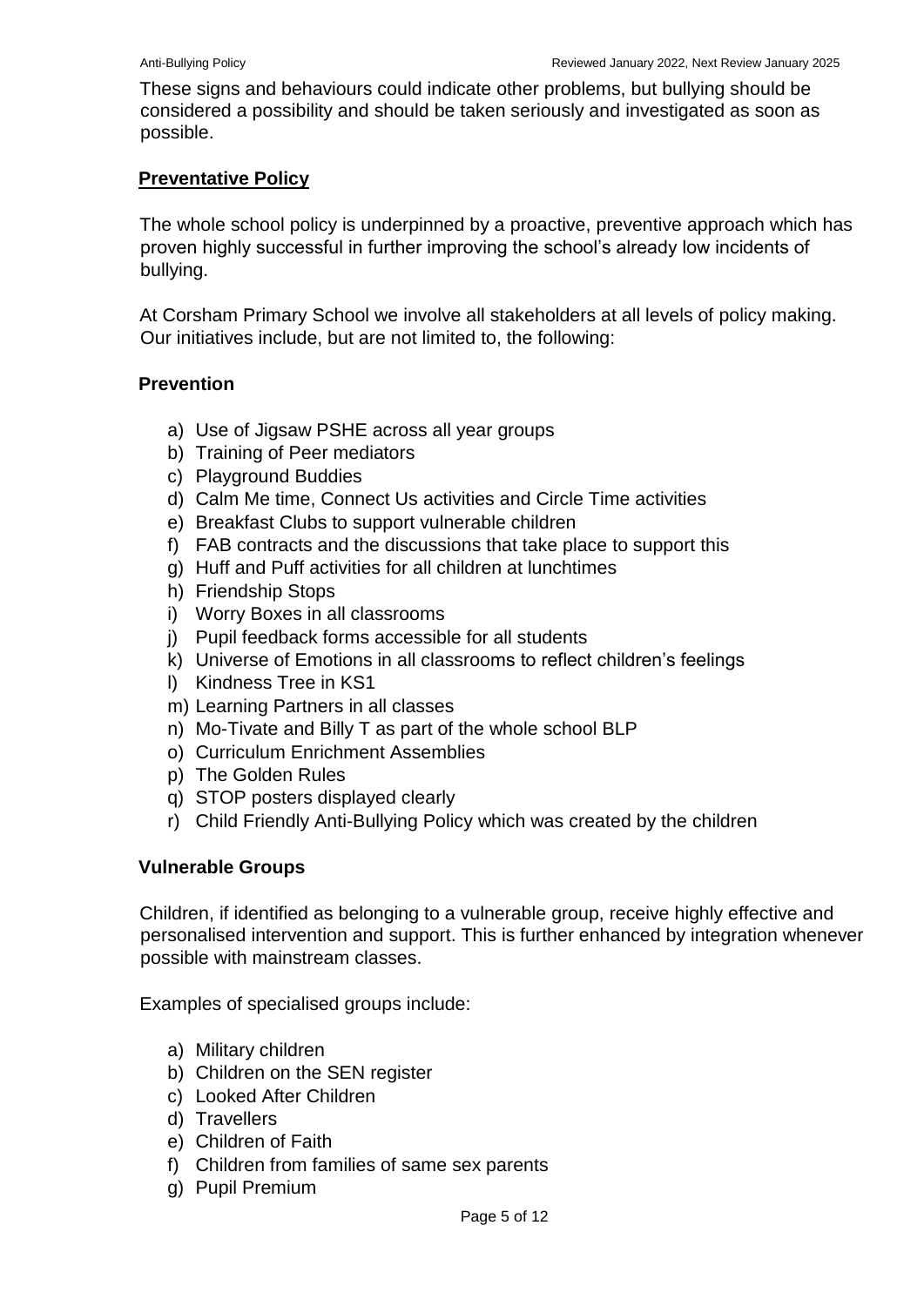These signs and behaviours could indicate other problems, but bullying should be considered a possibility and should be taken seriously and investigated as soon as possible.

## Preventative Policy

The whole school policy is underpinned by a proactive, preventive approach which has proven highly successful in further improving the school's already low incidents of bullying.

At Corsham Primary School we involve all stakeholders at all levels of policy making. Our initiatives include, but are not limited to, the following:

### Prevention

a) Use of Jigsaw PSHE across all year groups
b) Training of Peer mediators
c) Playground Buddies
d) Calm Me time, Connect Us activities and Circle Time activities
e) Breakfast Clubs to support vulnerable children
f) FAB contracts and the discussions that take place to support this
g) Huff and Puff activities for all children at lunchtimes
h) Friendship Stops
i) Worry Boxes in all classrooms
j) Pupil feedback forms accessible for all students
k) Universe of Emotions in all classrooms to reflect children's feelings
l) Kindness Tree in KS1
m) Learning Partners in all classes
n) Mo-Tivate and Billy T as part of the whole school BLP
o) Curriculum Enrichment Assemblies
p) The Golden Rules
q) STOP posters displayed clearly
r) Child Friendly Anti-Bullying Policy which was created by the children

### Vulnerable Groups

Children, if identified as belonging to a vulnerable group, receive highly effective and personalised intervention and support. This is further enhanced by integration whenever possible with mainstream classes.

Examples of specialised groups include:

a) Military children
b) Children on the SEN register
c) Looked After Children
d) Travellers
e) Children of Faith
f) Children from families of same sex parents
g) Pupil Premium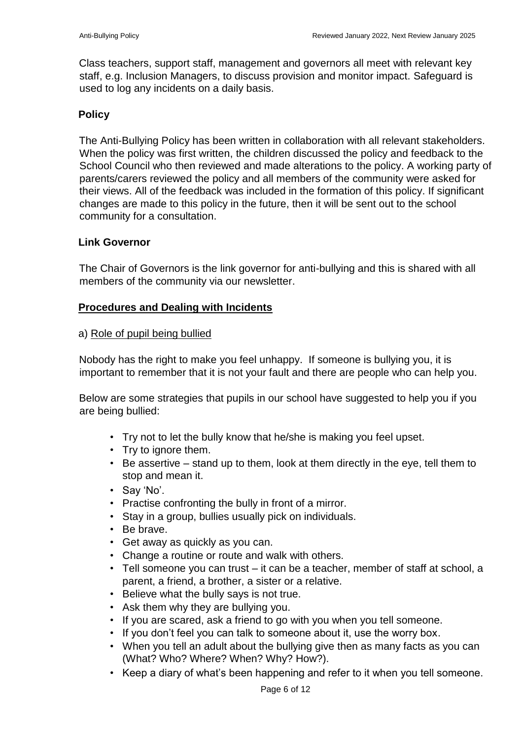Class teachers, support staff, management and governors all meet with relevant key staff, e.g. Inclusion Managers, to discuss provision and monitor impact. Safeguard is used to log any incidents on a daily basis.

### Policy

The Anti-Bullying Policy has been written in collaboration with all relevant stakeholders. When the policy was first written, the children discussed the policy and feedback to the School Council who then reviewed and made alterations to the policy. A working party of parents/carers reviewed the policy and all members of the community were asked for their views. All of the feedback was included in the formation of this policy. If significant changes are made to this policy in the future, then it will be sent out to the school community for a consultation.

### Link Governor

The Chair of Governors is the link governor for anti-bullying and this is shared with all members of the community via our newsletter.

### Procedures and Dealing with Incidents

a) Role of pupil being bullied

Nobody has the right to make you feel unhappy. If someone is bullying you, it is important to remember that it is not your fault and there are people who can help you.

Below are some strategies that pupils in our school have suggested to help you if you are being bullied:

- Try not to let the bully know that he/she is making you feel upset.
- Try to ignore them.
- Be assertive – stand up to them, look at them directly in the eye, tell them to stop and mean it.
- Say 'No'.
- Practise confronting the bully in front of a mirror.
- Stay in a group, bullies usually pick on individuals.
- Be brave.
- Get away as quickly as you can.
- Change a routine or route and walk with others.
- Tell someone you can trust – it can be a teacher, member of staff at school, a parent, a friend, a brother, a sister or a relative.
- Believe what the bully says is not true.
- Ask them why they are bullying you.
- If you are scared, ask a friend to go with you when you tell someone.
- If you don't feel you can talk to someone about it, use the worry box.
- When you tell an adult about the bullying give then as many facts as you can (What? Who? Where? When? Why? How?).
- Keep a diary of what's been happening and refer to it when you tell someone.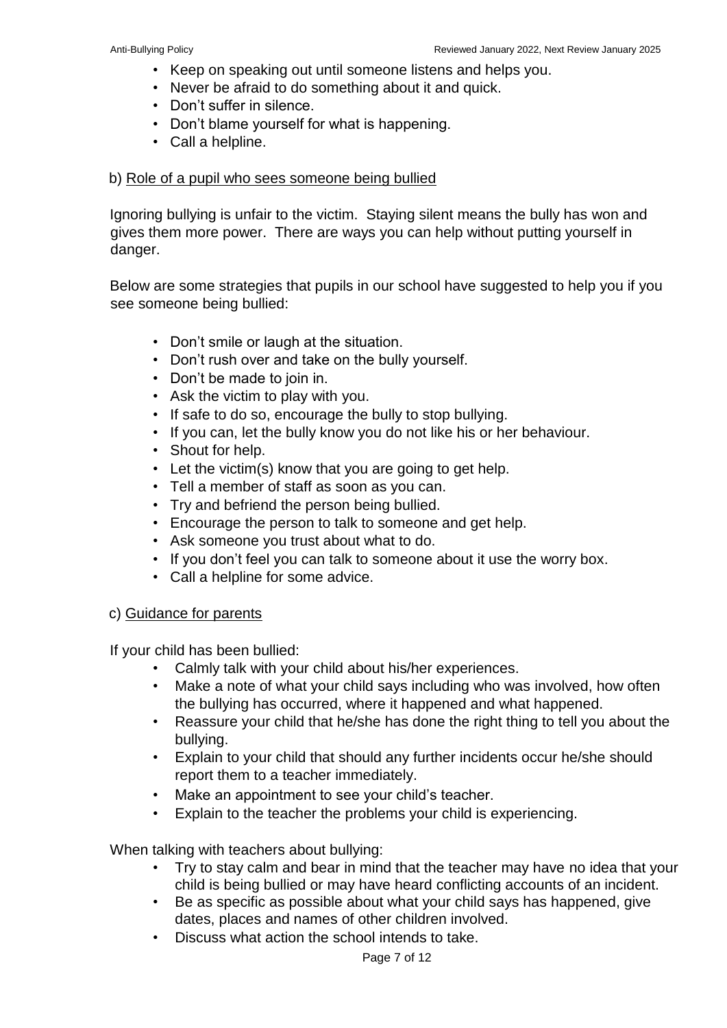- Keep on speaking out until someone listens and helps you.
- Never be afraid to do something about it and quick.
- Don't suffer in silence.
- Don't blame yourself for what is happening.
- Call a helpline.

b) <u>Role of a pupil who sees someone being bullied</u>

Ignoring bullying is unfair to the victim. Staying silent means the bully has won and gives them more power. There are ways you can help without putting yourself in danger.

Below are some strategies that pupils in our school have suggested to help you if you see someone being bullied:

- Don't smile or laugh at the situation.
- Don't rush over and take on the bully yourself.
- Don't be made to join in.
- Ask the victim to play with you.
- If safe to do so, encourage the bully to stop bullying.
- If you can, let the bully know you do not like his or her behaviour.
- Shout for help.
- Let the victim(s) know that you are going to get help.
- Tell a member of staff as soon as you can.
- Try and befriend the person being bullied.
- Encourage the person to talk to someone and get help.
- Ask someone you trust about what to do.
- If you don't feel you can talk to someone about it use the worry box.
- Call a helpline for some advice.

c) <u>Guidance for parents</u>

If your child has been bullied:

- Calmly talk with your child about his/her experiences.
- Make a note of what your child says including who was involved, how often the bullying has occurred, where it happened and what happened.
- Reassure your child that he/she has done the right thing to tell you about the bullying.
- Explain to your child that should any further incidents occur he/she should report them to a teacher immediately.
- Make an appointment to see your child's teacher.
- Explain to the teacher the problems your child is experiencing.

When talking with teachers about bullying:

- Try to stay calm and bear in mind that the teacher may have no idea that your child is being bullied or may have heard conflicting accounts of an incident.
- Be as specific as possible about what your child says has happened, give dates, places and names of other children involved.
- Discuss what action the school intends to take.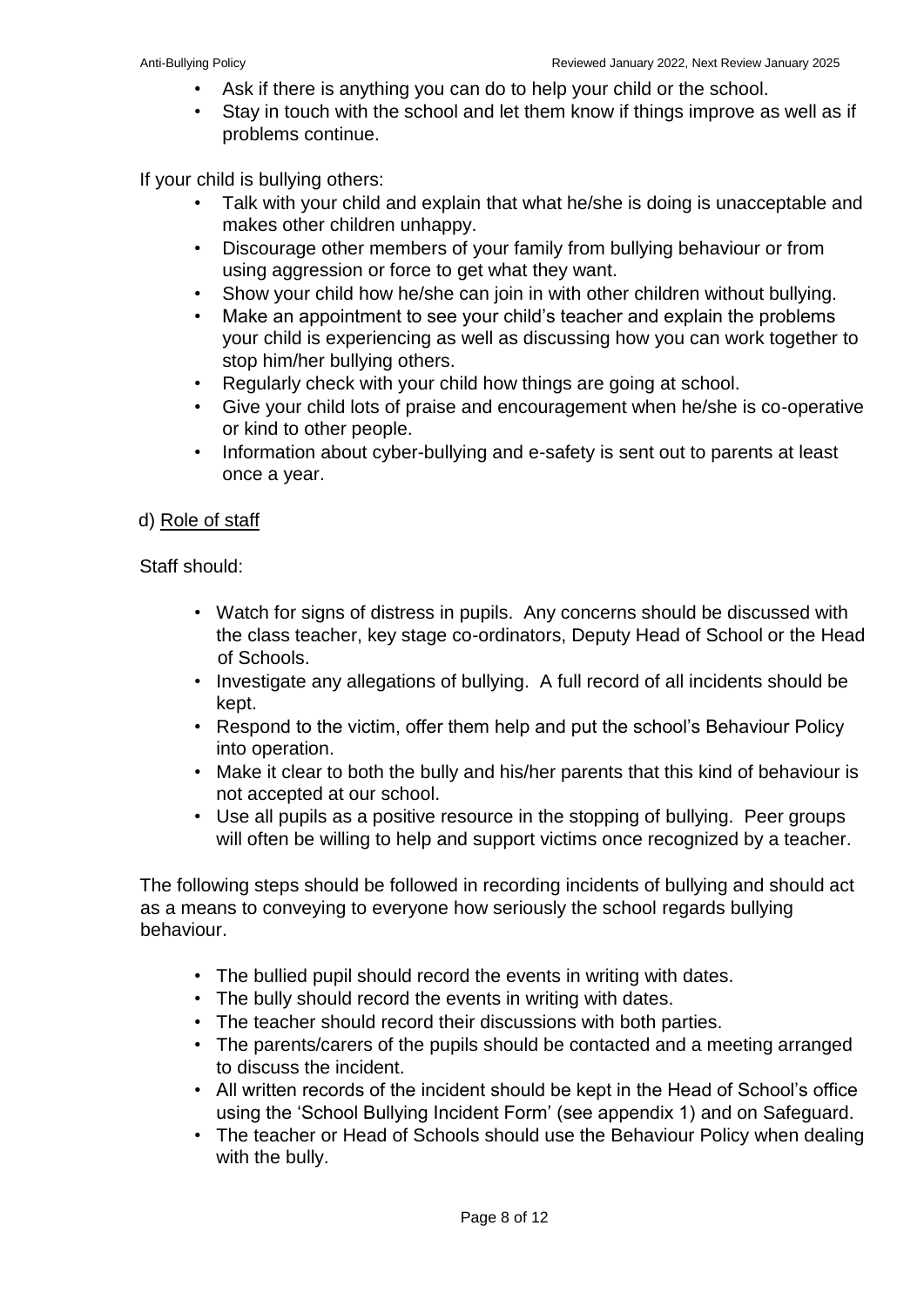- Ask if there is anything you can do to help your child or the school.
- Stay in touch with the school and let them know if things improve as well as if problems continue.

If your child is bullying others:

- Talk with your child and explain that what he/she is doing is unacceptable and makes other children unhappy.
- Discourage other members of your family from bullying behaviour or from using aggression or force to get what they want.
- Show your child how he/she can join in with other children without bullying.
- Make an appointment to see your child's teacher and explain the problems your child is experiencing as well as discussing how you can work together to stop him/her bullying others.
- Regularly check with your child how things are going at school.
- Give your child lots of praise and encouragement when he/she is co-operative or kind to other people.
- Information about cyber-bullying and e-safety is sent out to parents at least once a year.

d) <u>Role of staff</u>

Staff should:

- Watch for signs of distress in pupils. Any concerns should be discussed with the class teacher, key stage co-ordinators, Deputy Head of School or the Head of Schools.
- Investigate any allegations of bullying. A full record of all incidents should be kept.
- Respond to the victim, offer them help and put the school's Behaviour Policy into operation.
- Make it clear to both the bully and his/her parents that this kind of behaviour is not accepted at our school.
- Use all pupils as a positive resource in the stopping of bullying. Peer groups will often be willing to help and support victims once recognized by a teacher.

The following steps should be followed in recording incidents of bullying and should act as a means to conveying to everyone how seriously the school regards bullying behaviour.

- The bullied pupil should record the events in writing with dates.
- The bully should record the events in writing with dates.
- The teacher should record their discussions with both parties.
- The parents/carers of the pupils should be contacted and a meeting arranged to discuss the incident.
- All written records of the incident should be kept in the Head of School's office using the 'School Bullying Incident Form' (see appendix 1) and on Safeguard.
- The teacher or Head of Schools should use the Behaviour Policy when dealing with the bully.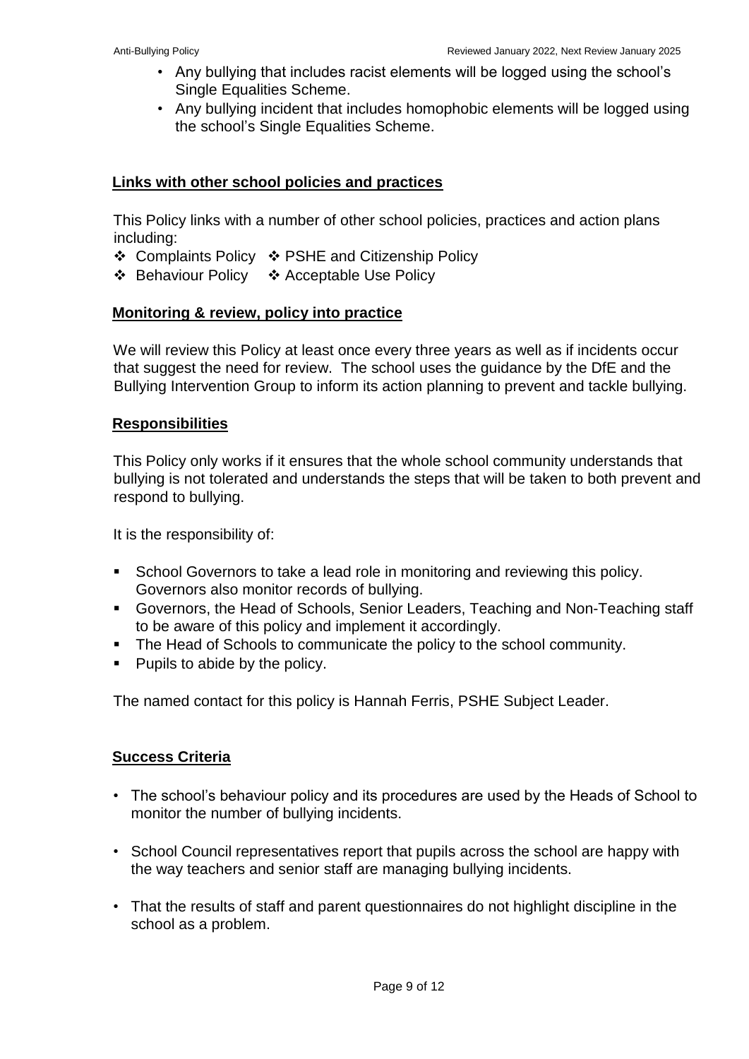- Any bullying that includes racist elements will be logged using the school's Single Equalities Scheme.
- Any bullying incident that includes homophobic elements will be logged using the school's Single Equalities Scheme.

## Links with other school policies and practices

This Policy links with a number of other school policies, practices and action plans including:

- Complaints Policy
- PSHE and Citizenship Policy
- Behaviour Policy
- Acceptable Use Policy

## Monitoring & review, policy into practice

We will review this Policy at least once every three years as well as if incidents occur that suggest the need for review. The school uses the guidance by the DfE and the Bullying Intervention Group to inform its action planning to prevent and tackle bullying.

## Responsibilities

This Policy only works if it ensures that the whole school community understands that bullying is not tolerated and understands the steps that will be taken to both prevent and respond to bullying.

It is the responsibility of:

- School Governors to take a lead role in monitoring and reviewing this policy. Governors also monitor records of bullying.
- Governors, the Head of Schools, Senior Leaders, Teaching and Non-Teaching staff to be aware of this policy and implement it accordingly.
- The Head of Schools to communicate the policy to the school community.
- Pupils to abide by the policy.

The named contact for this policy is Hannah Ferris, PSHE Subject Leader.

## Success Criteria

- The school's behaviour policy and its procedures are used by the Heads of School to monitor the number of bullying incidents.
- School Council representatives report that pupils across the school are happy with the way teachers and senior staff are managing bullying incidents.
- That the results of staff and parent questionnaires do not highlight discipline in the school as a problem.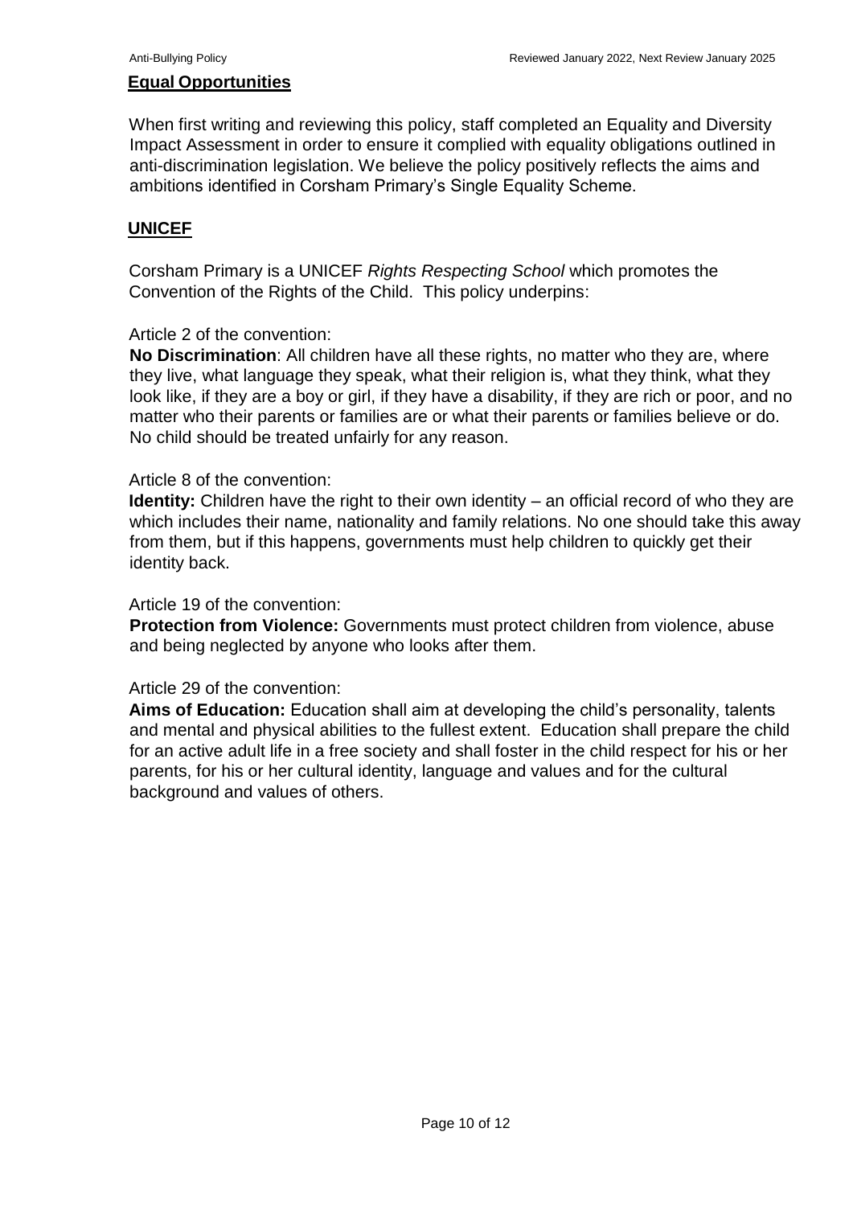## Equal Opportunities

When first writing and reviewing this policy, staff completed an Equality and Diversity Impact Assessment in order to ensure it complied with equality obligations outlined in anti-discrimination legislation. We believe the policy positively reflects the aims and ambitions identified in Corsham Primary's Single Equality Scheme.

## UNICEF

Corsham Primary is a UNICEF *Rights Respecting School* which promotes the Convention of the Rights of the Child. This policy underpins:

Article 2 of the convention:
**No Discrimination**: All children have all these rights, no matter who they are, where they live, what language they speak, what their religion is, what they think, what they look like, if they are a boy or girl, if they have a disability, if they are rich or poor, and no matter who their parents or families are or what their parents or families believe or do. No child should be treated unfairly for any reason.

Article 8 of the convention:
**Identity:** Children have the right to their own identity – an official record of who they are which includes their name, nationality and family relations. No one should take this away from them, but if this happens, governments must help children to quickly get their identity back.

Article 19 of the convention:
**Protection from Violence:** Governments must protect children from violence, abuse and being neglected by anyone who looks after them.

Article 29 of the convention:
**Aims of Education:** Education shall aim at developing the child's personality, talents and mental and physical abilities to the fullest extent. Education shall prepare the child for an active adult life in a free society and shall foster in the child respect for his or her parents, for his or her cultural identity, language and values and for the cultural background and values of others.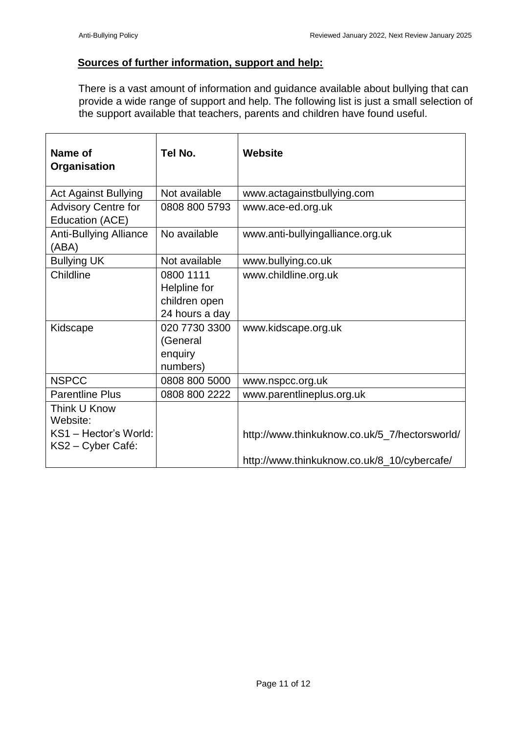## Sources of further information, support and help:

There is a vast amount of information and guidance available about bullying that can provide a wide range of support and help. The following list is just a small selection of the support available that teachers, parents and children have found useful.

| Name of Organisation | Tel No. | Website |
|---|---|---|
| Act Against Bullying | Not available | www.actagainstbullying.com |
| Advisory Centre for Education (ACE) | 0808 800 5793 | www.ace-ed.org.uk |
| Anti-Bullying Alliance (ABA) | No available | www.anti-bullyingalliance.org.uk |
| Bullying UK | Not available | www.bullying.co.uk |
| Childline | 0800 1111 Helpline for children open 24 hours a day | www.childline.org.uk |
| Kidscape | 020 7730 3300 (General enquiry numbers) | www.kidscape.org.uk |
| NSPCC | 0808 800 5000 | www.nspcc.org.uk |
| Parentline Plus | 0808 800 2222 | www.parentlineplus.org.uk |
| Think U Know Website: KS1 – Hector's World: KS2 – Cyber Café: | | http://www.thinkuknow.co.uk/5_7/hectorsworld/ http://www.thinkuknow.co.uk/8_10/cybercafe/ |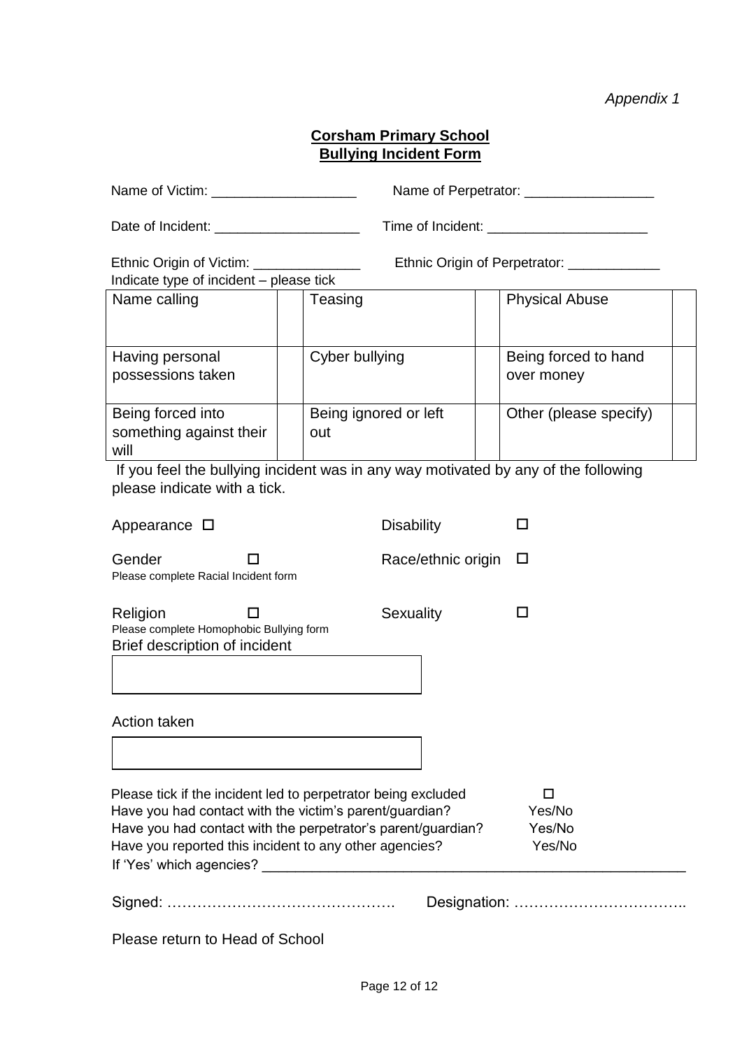*Appendix 1*

## **Corsham Primary School**
## **Bullying Incident Form**

Name of Victim: ___________________ Name of Perpetrator: _________________

Date of Incident: ___________________ Time of Incident: _____________________

Ethnic Origin of Victim: ______________ Ethnic Origin of Perpetrator: ____________

Indicate type of incident – please tick

| | | | | | |
|---|---|---|---|---|---|
| Name calling | | Teasing | | Physical Abuse | |
| Having personal possessions taken | | Cyber bullying | | Being forced to hand over money | |
| Being forced into something against their will | | Being ignored or left out | | Other (please specify) | |

If you feel the bullying incident was in any way motivated by any of the following please indicate with a tick.

Appearance ☐ Disability ☐

Gender ☐ Race/ethnic origin ☐
Please complete Racial Incident form

Religion ☐ Sexuality ☐
Please complete Homophobic Bullying form

Brief description of incident

| |
|---|
| |

Action taken

| |
|---|
| |

Please tick if the incident led to perpetrator being excluded ☐
Have you had contact with the victim's parent/guardian? Yes/No
Have you had contact with the perpetrator's parent/guardian? Yes/No
Have you reported this incident to any other agencies? Yes/No
If 'Yes' which agencies? _______________________________________________________

Signed: ………………………………………. Designation: ……………………………..

Please return to Head of School